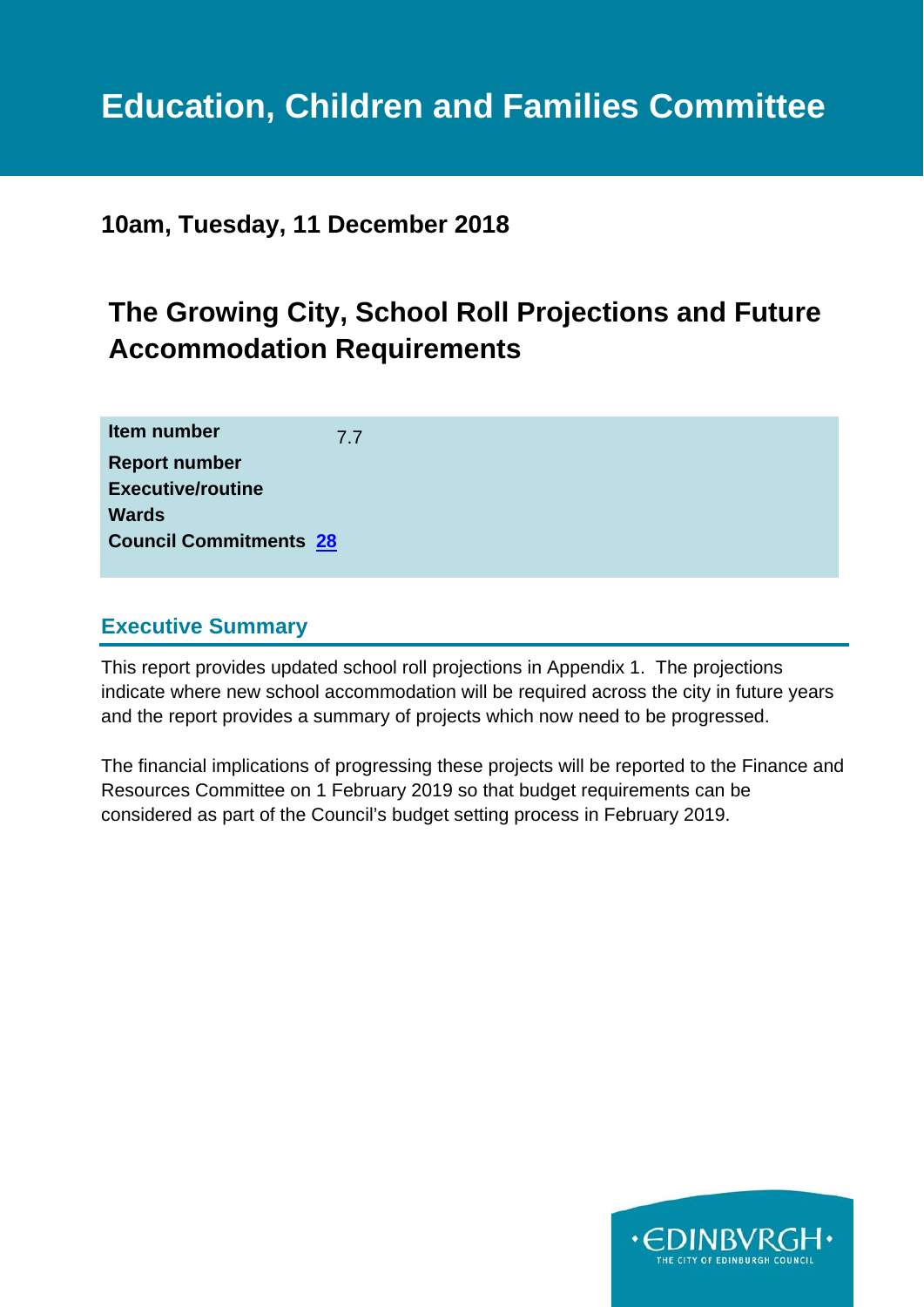# Education, Children and Families Committee

**10am, Tuesday, 11 December 2018**

## The Growing City, School Roll Projections and Future Accommodation Requirements

| | |
|---|---|
| **Item number** | 7.7 |
| **Report number** | |
| **Executive/routine** | |
| **Wards** | |
| **Council Commitments** | 28 |

### Executive Summary

This report provides updated school roll projections in Appendix 1. The projections indicate where new school accommodation will be required across the city in future years and the report provides a summary of projects which now need to be progressed.

The financial implications of progressing these projects will be reported to the Finance and Resources Committee on 1 February 2019 so that budget requirements can be considered as part of the Council's budget setting process in February 2019.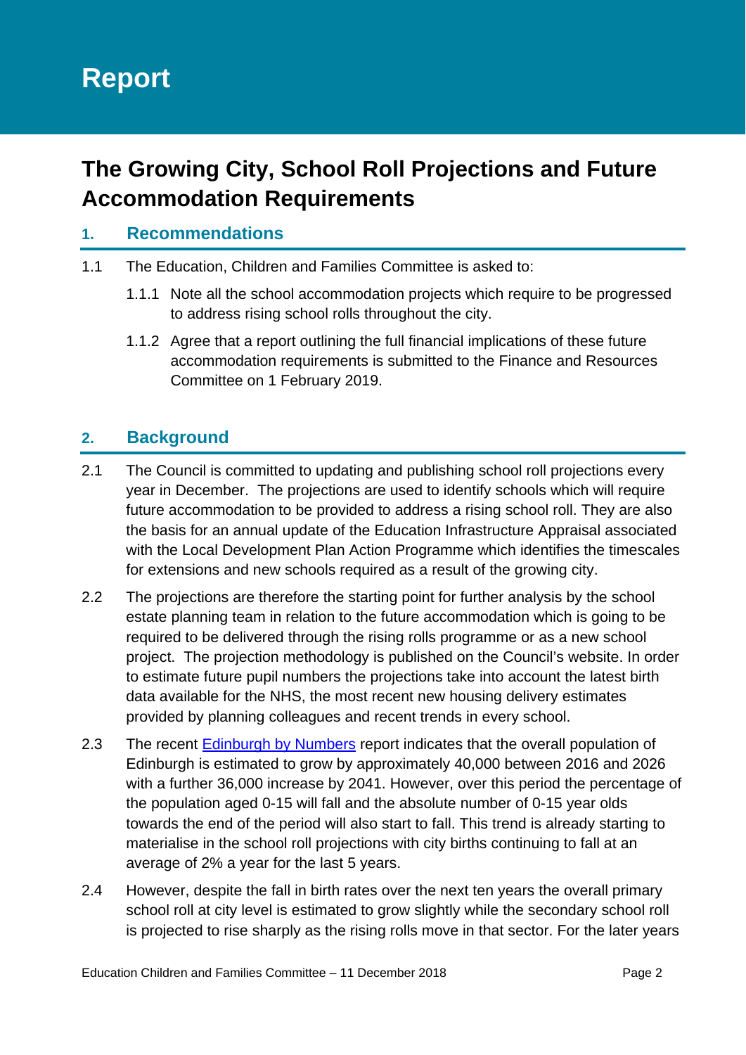# Report

## The Growing City, School Roll Projections and Future Accommodation Requirements

### 1. Recommendations

1.1 The Education, Children and Families Committee is asked to:

1.1.1 Note all the school accommodation projects which require to be progressed to address rising school rolls throughout the city.

1.1.2 Agree that a report outlining the full financial implications of these future accommodation requirements is submitted to the Finance and Resources Committee on 1 February 2019.

### 2. Background

2.1 The Council is committed to updating and publishing school roll projections every year in December. The projections are used to identify schools which will require future accommodation to be provided to address a rising school roll. They are also the basis for an annual update of the Education Infrastructure Appraisal associated with the Local Development Plan Action Programme which identifies the timescales for extensions and new schools required as a result of the growing city.

2.2 The projections are therefore the starting point for further analysis by the school estate planning team in relation to the future accommodation which is going to be required to be delivered through the rising rolls programme or as a new school project. The projection methodology is published on the Council's website. In order to estimate future pupil numbers the projections take into account the latest birth data available for the NHS, the most recent new housing delivery estimates provided by planning colleagues and recent trends in every school.

2.3 The recent Edinburgh by Numbers report indicates that the overall population of Edinburgh is estimated to grow by approximately 40,000 between 2016 and 2026 with a further 36,000 increase by 2041. However, over this period the percentage of the population aged 0-15 will fall and the absolute number of 0-15 year olds towards the end of the period will also start to fall. This trend is already starting to materialise in the school roll projections with city births continuing to fall at an average of 2% a year for the last 5 years.

2.4 However, despite the fall in birth rates over the next ten years the overall primary school roll at city level is estimated to grow slightly while the secondary school roll is projected to rise sharply as the rising rolls move in that sector. For the later years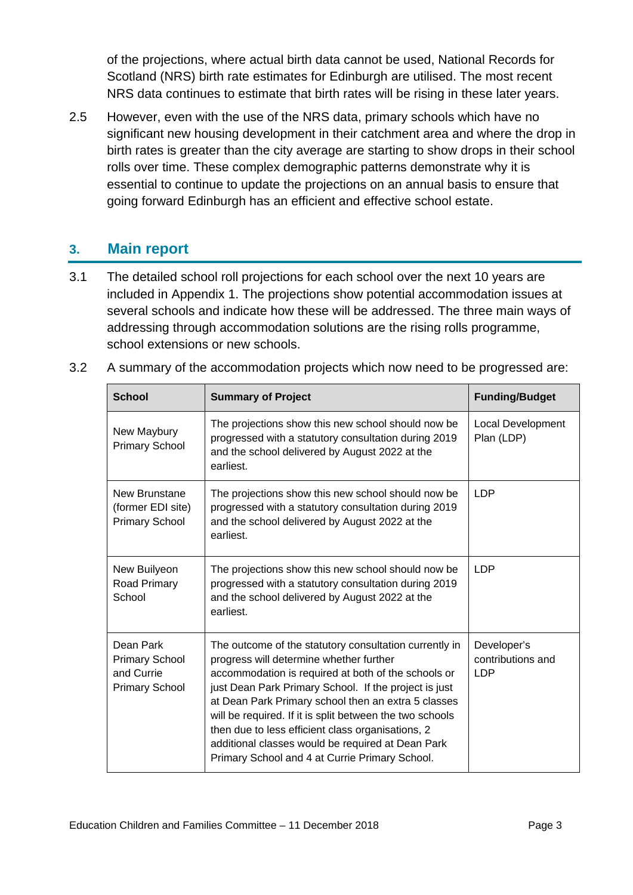of the projections, where actual birth data cannot be used, National Records for Scotland (NRS) birth rate estimates for Edinburgh are utilised. The most recent NRS data continues to estimate that birth rates will be rising in these later years.

2.5 However, even with the use of the NRS data, primary schools which have no significant new housing development in their catchment area and where the drop in birth rates is greater than the city average are starting to show drops in their school rolls over time. These complex demographic patterns demonstrate why it is essential to continue to update the projections on an annual basis to ensure that going forward Edinburgh has an efficient and effective school estate.

## 3. Main report

3.1 The detailed school roll projections for each school over the next 10 years are included in Appendix 1. The projections show potential accommodation issues at several schools and indicate how these will be addressed. The three main ways of addressing through accommodation solutions are the rising rolls programme, school extensions or new schools.

3.2 A summary of the accommodation projects which now need to be progressed are:

| School | Summary of Project | Funding/Budget |
|---|---|---|
| New Maybury Primary School | The projections show this new school should now be progressed with a statutory consultation during 2019 and the school delivered by August 2022 at the earliest. | Local Development Plan (LDP) |
| New Brunstane (former EDI site) Primary School | The projections show this new school should now be progressed with a statutory consultation during 2019 and the school delivered by August 2022 at the earliest. | LDP |
| New Builyeon Road Primary School | The projections show this new school should now be progressed with a statutory consultation during 2019 and the school delivered by August 2022 at the earliest. | LDP |
| Dean Park Primary School and Currie Primary School | The outcome of the statutory consultation currently in progress will determine whether further accommodation is required at both of the schools or just Dean Park Primary School. If the project is just at Dean Park Primary school then an extra 5 classes will be required. If it is split between the two schools then due to less efficient class organisations, 2 additional classes would be required at Dean Park Primary School and 4 at Currie Primary School. | Developer's contributions and LDP |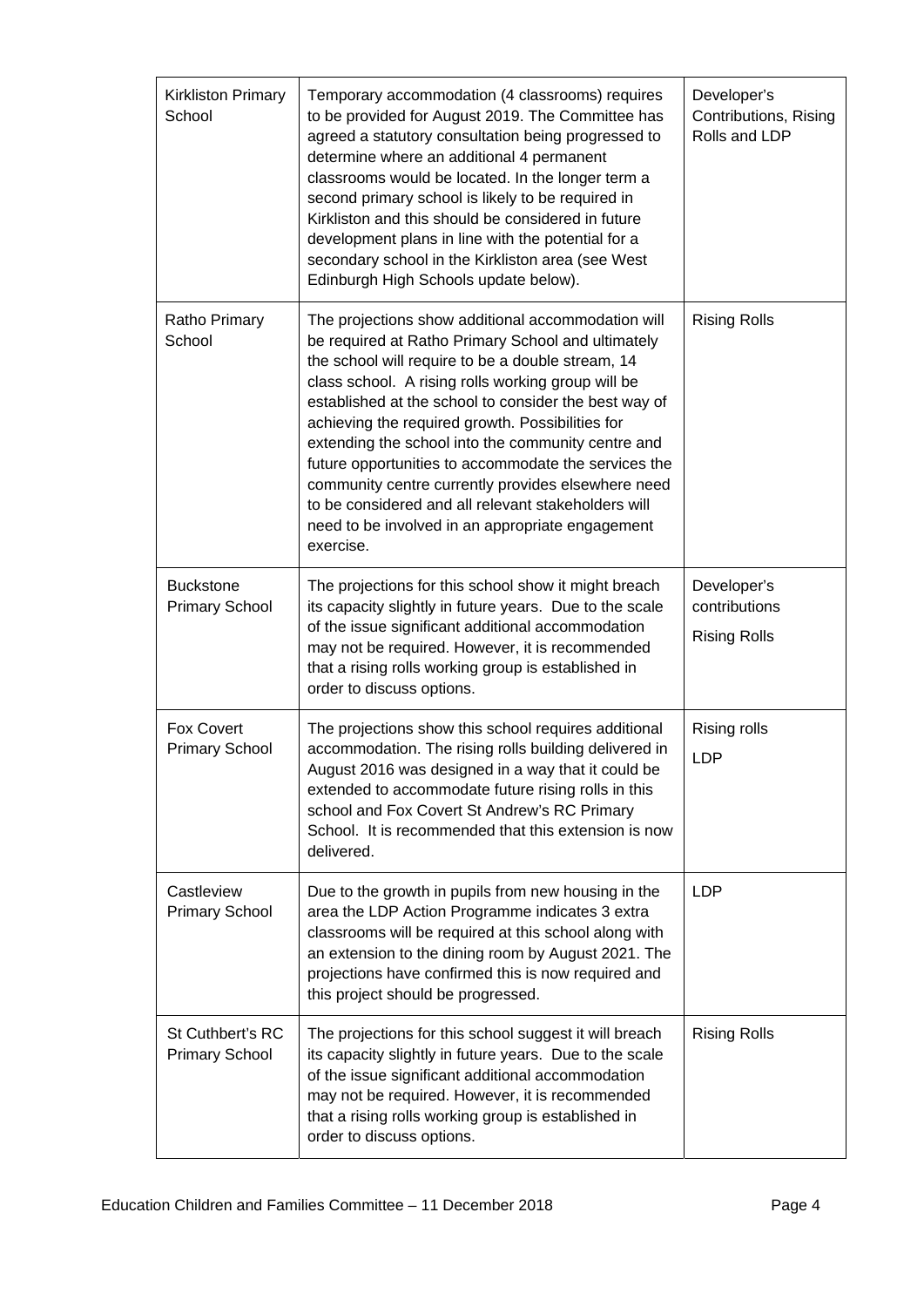| | | |
|---|---|---|
| Kirkliston Primary School | Temporary accommodation (4 classrooms) requires to be provided for August 2019. The Committee has agreed a statutory consultation being progressed to determine where an additional 4 permanent classrooms would be located. In the longer term a second primary school is likely to be required in Kirkliston and this should be considered in future development plans in line with the potential for a secondary school in the Kirkliston area (see West Edinburgh High Schools update below). | Developer's Contributions, Rising Rolls and LDP |
| Ratho Primary School | The projections show additional accommodation will be required at Ratho Primary School and ultimately the school will require to be a double stream, 14 class school. A rising rolls working group will be established at the school to consider the best way of achieving the required growth. Possibilities for extending the school into the community centre and future opportunities to accommodate the services the community centre currently provides elsewhere need to be considered and all relevant stakeholders will need to be involved in an appropriate engagement exercise. | Rising Rolls |
| Buckstone Primary School | The projections for this school show it might breach its capacity slightly in future years. Due to the scale of the issue significant additional accommodation may not be required. However, it is recommended that a rising rolls working group is established in order to discuss options. | Developer's contributions<br><br>Rising Rolls |
| Fox Covert Primary School | The projections show this school requires additional accommodation. The rising rolls building delivered in August 2016 was designed in a way that it could be extended to accommodate future rising rolls in this school and Fox Covert St Andrew's RC Primary School. It is recommended that this extension is now delivered. | Rising rolls<br><br>LDP |
| Castleview Primary School | Due to the growth in pupils from new housing in the area the LDP Action Programme indicates 3 extra classrooms will be required at this school along with an extension to the dining room by August 2021. The projections have confirmed this is now required and this project should be progressed. | LDP |
| St Cuthbert's RC Primary School | The projections for this school suggest it will breach its capacity slightly in future years. Due to the scale of the issue significant additional accommodation may not be required. However, it is recommended that a rising rolls working group is established in order to discuss options. | Rising Rolls |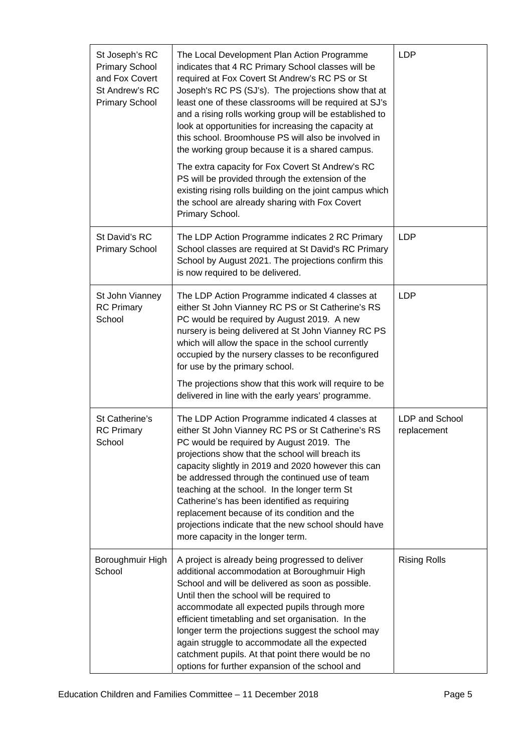| | | |
|---|---|---|
| St Joseph's RC Primary School and Fox Covert St Andrew's RC Primary School | The Local Development Plan Action Programme indicates that 4 RC Primary School classes will be required at Fox Covert St Andrew's RC PS or St Joseph's RC PS (SJ's). The projections show that at least one of these classrooms will be required at SJ's and a rising rolls working group will be established to look at opportunities for increasing the capacity at this school. Broomhouse PS will also be involved in the working group because it is a shared campus.<br><br>The extra capacity for Fox Covert St Andrew's RC PS will be provided through the extension of the existing rising rolls building on the joint campus which the school are already sharing with Fox Covert Primary School. | LDP |
| St David's RC Primary School | The LDP Action Programme indicates 2 RC Primary School classes are required at St David's RC Primary School by August 2021. The projections confirm this is now required to be delivered. | LDP |
| St John Vianney RC Primary School | The LDP Action Programme indicated 4 classes at either St John Vianney RC PS or St Catherine's RS PC would be required by August 2019. A new nursery is being delivered at St John Vianney RC PS which will allow the space in the school currently occupied by the nursery classes to be reconfigured for use by the primary school.<br><br>The projections show that this work will require to be delivered in line with the early years' programme. | LDP |
| St Catherine's RC Primary School | The LDP Action Programme indicated 4 classes at either St John Vianney RC PS or St Catherine's RS PC would be required by August 2019. The projections show that the school will breach its capacity slightly in 2019 and 2020 however this can be addressed through the continued use of team teaching at the school. In the longer term St Catherine's has been identified as requiring replacement because of its condition and the projections indicate that the new school should have more capacity in the longer term. | LDP and School replacement |
| Boroughmuir High School | A project is already being progressed to deliver additional accommodation at Boroughmuir High School and will be delivered as soon as possible. Until then the school will be required to accommodate all expected pupils through more efficient timetabling and set organisation. In the longer term the projections suggest the school may again struggle to accommodate all the expected catchment pupils. At that point there would be no options for further expansion of the school and | Rising Rolls |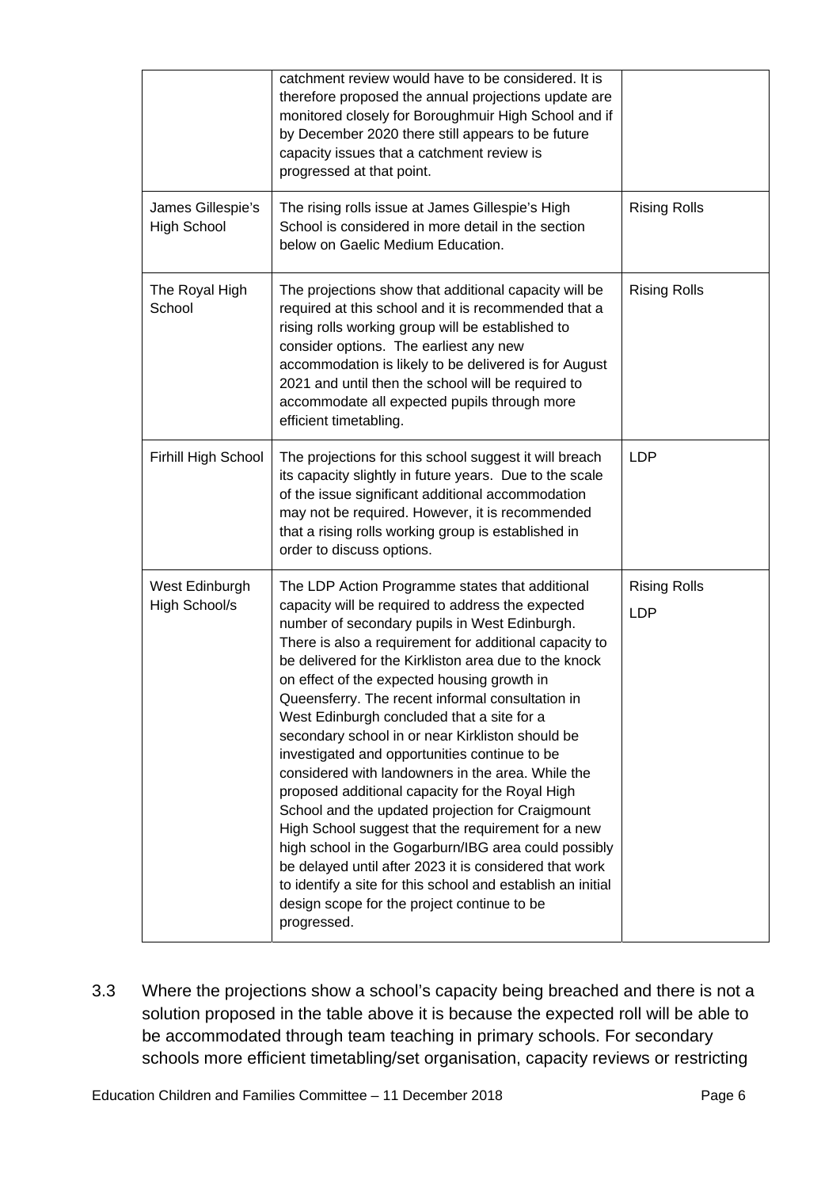|  |  |  |
| --- | --- | --- |
|  | catchment review would have to be considered. It is therefore proposed the annual projections update are monitored closely for Boroughmuir High School and if by December 2020 there still appears to be future capacity issues that a catchment review is progressed at that point. |  |
| James Gillespie's High School | The rising rolls issue at James Gillespie's High School is considered in more detail in the section below on Gaelic Medium Education. | Rising Rolls |
| The Royal High School | The projections show that additional capacity will be required at this school and it is recommended that a rising rolls working group will be established to consider options. The earliest any new accommodation is likely to be delivered is for August 2021 and until then the school will be required to accommodate all expected pupils through more efficient timetabling. | Rising Rolls |
| Firhill High School | The projections for this school suggest it will breach its capacity slightly in future years. Due to the scale of the issue significant additional accommodation may not be required. However, it is recommended that a rising rolls working group is established in order to discuss options. | LDP |
| West Edinburgh High School/s | The LDP Action Programme states that additional capacity will be required to address the expected number of secondary pupils in West Edinburgh. There is also a requirement for additional capacity to be delivered for the Kirkliston area due to the knock on effect of the expected housing growth in Queensferry. The recent informal consultation in West Edinburgh concluded that a site for a secondary school in or near Kirkliston should be investigated and opportunities continue to be considered with landowners in the area. While the proposed additional capacity for the Royal High School and the updated projection for Craigmount High School suggest that the requirement for a new high school in the Gogarburn/IBG area could possibly be delayed until after 2023 it is considered that work to identify a site for this school and establish an initial design scope for the project continue to be progressed. | Rising Rolls<br>LDP |

3.3 Where the projections show a school's capacity being breached and there is not a solution proposed in the table above it is because the expected roll will be able to be accommodated through team teaching in primary schools. For secondary schools more efficient timetabling/set organisation, capacity reviews or restricting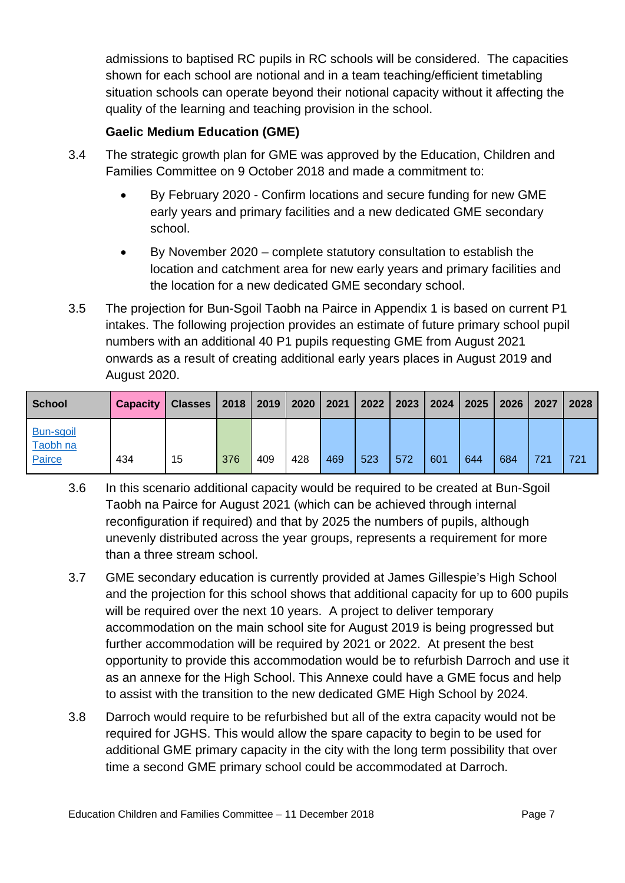admissions to baptised RC pupils in RC schools will be considered. The capacities shown for each school are notional and in a team teaching/efficient timetabling situation schools can operate beyond their notional capacity without it affecting the quality of the learning and teaching provision in the school.

**Gaelic Medium Education (GME)**

3.4 The strategic growth plan for GME was approved by the Education, Children and Families Committee on 9 October 2018 and made a commitment to:

- By February 2020 - Confirm locations and secure funding for new GME early years and primary facilities and a new dedicated GME secondary school.
- By November 2020 – complete statutory consultation to establish the location and catchment area for new early years and primary facilities and the location for a new dedicated GME secondary school.

3.5 The projection for Bun-Sgoil Taobh na Pairce in Appendix 1 is based on current P1 intakes. The following projection provides an estimate of future primary school pupil numbers with an additional 40 P1 pupils requesting GME from August 2021 onwards as a result of creating additional early years places in August 2019 and August 2020.

| School | Capacity | Classes | 2018 | 2019 | 2020 | 2021 | 2022 | 2023 | 2024 | 2025 | 2026 | 2027 | 2028 |
|---|---|---|---|---|---|---|---|---|---|---|---|---|---|
| Bun-sgoil Taobh na Pairce | 434 | 15 | 376 | 409 | 428 | 469 | 523 | 572 | 601 | 644 | 684 | 721 | 721 |

3.6 In this scenario additional capacity would be required to be created at Bun-Sgoil Taobh na Pairce for August 2021 (which can be achieved through internal reconfiguration if required) and that by 2025 the numbers of pupils, although unevenly distributed across the year groups, represents a requirement for more than a three stream school.

3.7 GME secondary education is currently provided at James Gillespie's High School and the projection for this school shows that additional capacity for up to 600 pupils will be required over the next 10 years. A project to deliver temporary accommodation on the main school site for August 2019 is being progressed but further accommodation will be required by 2021 or 2022. At present the best opportunity to provide this accommodation would be to refurbish Darroch and use it as an annexe for the High School. This Annexe could have a GME focus and help to assist with the transition to the new dedicated GME High School by 2024.

3.8 Darroch would require to be refurbished but all of the extra capacity would not be required for JGHS. This would allow the spare capacity to begin to be used for additional GME primary capacity in the city with the long term possibility that over time a second GME primary school could be accommodated at Darroch.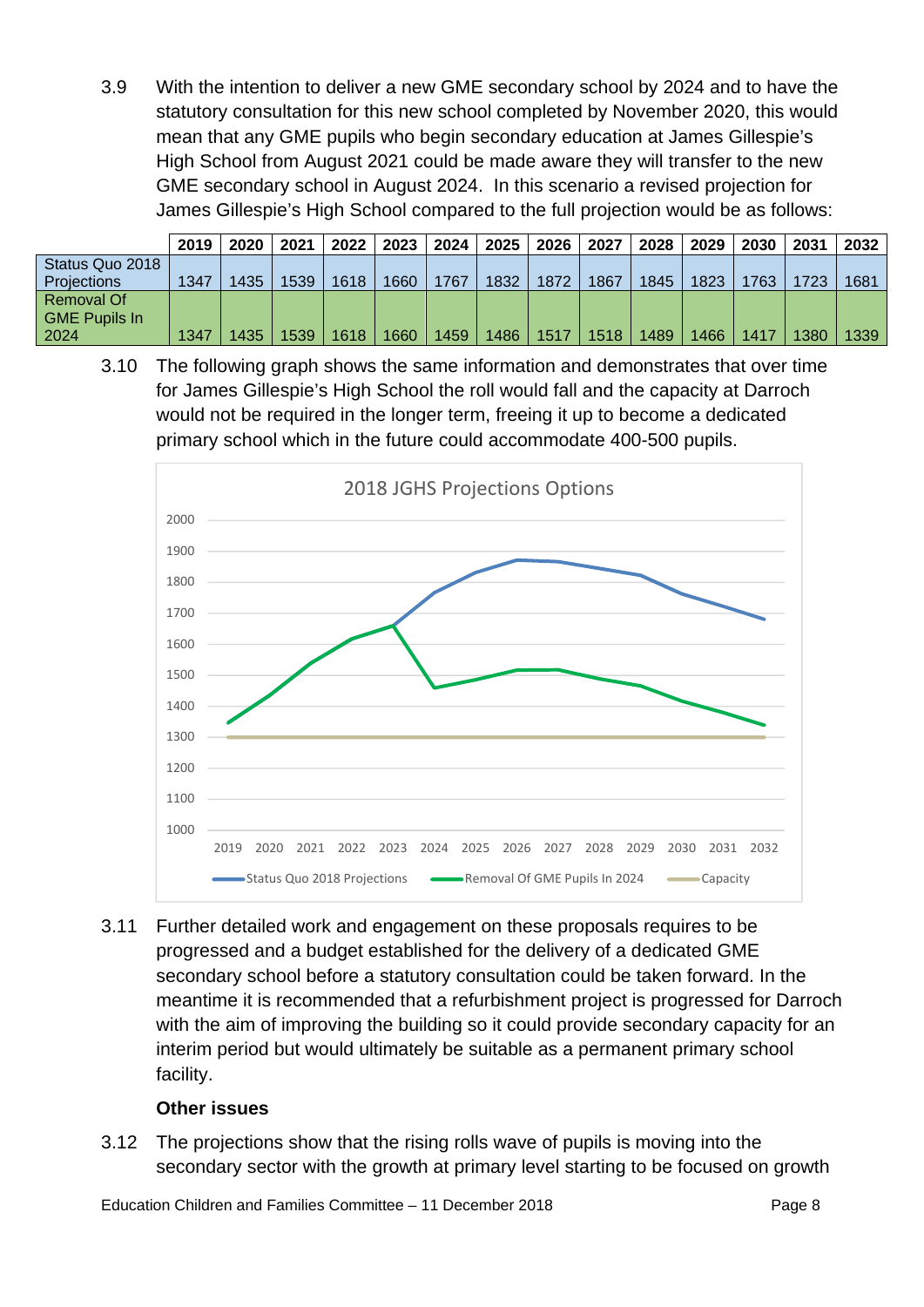3.9 With the intention to deliver a new GME secondary school by 2024 and to have the statutory consultation for this new school completed by November 2020, this would mean that any GME pupils who begin secondary education at James Gillespie's High School from August 2021 could be made aware they will transfer to the new GME secondary school in August 2024. In this scenario a revised projection for James Gillespie's High School compared to the full projection would be as follows:

| | 2019 | 2020 | 2021 | 2022 | 2023 | 2024 | 2025 | 2026 | 2027 | 2028 | 2029 | 2030 | 2031 | 2032 |
|---|---|---|---|---|---|---|---|---|---|---|---|---|---|---|
| Status Quo 2018 Projections | 1347 | 1435 | 1539 | 1618 | 1660 | 1767 | 1832 | 1872 | 1867 | 1845 | 1823 | 1763 | 1723 | 1681 |
| Removal Of GME Pupils In 2024 | 1347 | 1435 | 1539 | 1618 | 1660 | 1459 | 1486 | 1517 | 1518 | 1489 | 1466 | 1417 | 1380 | 1339 |

3.10 The following graph shows the same information and demonstrates that over time for James Gillespie's High School the roll would fall and the capacity at Darroch would not be required in the longer term, freeing it up to become a dedicated primary school which in the future could accommodate 400-500 pupils.

2018 JGHS Projections Options

3.11 Further detailed work and engagement on these proposals requires to be progressed and a budget established for the delivery of a dedicated GME secondary school before a statutory consultation could be taken forward. In the meantime it is recommended that a refurbishment project is progressed for Darroch with the aim of improving the building so it could provide secondary capacity for an interim period but would ultimately be suitable as a permanent primary school facility.

**Other issues**

3.12 The projections show that the rising rolls wave of pupils is moving into the secondary sector with the growth at primary level starting to be focused on growth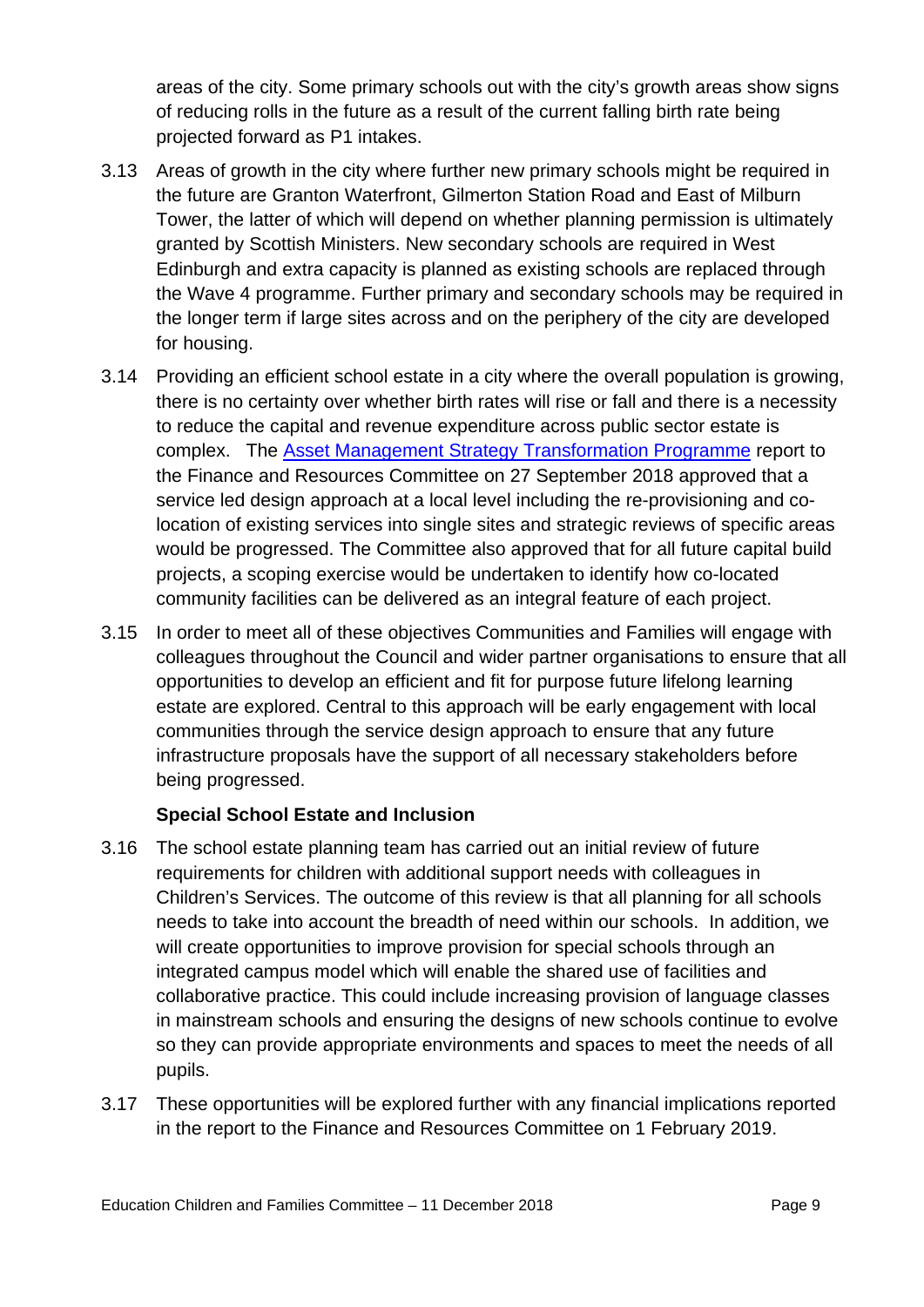areas of the city. Some primary schools out with the city's growth areas show signs of reducing rolls in the future as a result of the current falling birth rate being projected forward as P1 intakes.

3.13 Areas of growth in the city where further new primary schools might be required in the future are Granton Waterfront, Gilmerton Station Road and East of Milburn Tower, the latter of which will depend on whether planning permission is ultimately granted by Scottish Ministers. New secondary schools are required in West Edinburgh and extra capacity is planned as existing schools are replaced through the Wave 4 programme. Further primary and secondary schools may be required in the longer term if large sites across and on the periphery of the city are developed for housing.

3.14 Providing an efficient school estate in a city where the overall population is growing, there is no certainty over whether birth rates will rise or fall and there is a necessity to reduce the capital and revenue expenditure across public sector estate is complex. The Asset Management Strategy Transformation Programme report to the Finance and Resources Committee on 27 September 2018 approved that a service led design approach at a local level including the re-provisioning and co-location of existing services into single sites and strategic reviews of specific areas would be progressed. The Committee also approved that for all future capital build projects, a scoping exercise would be undertaken to identify how co-located community facilities can be delivered as an integral feature of each project.

3.15 In order to meet all of these objectives Communities and Families will engage with colleagues throughout the Council and wider partner organisations to ensure that all opportunities to develop an efficient and fit for purpose future lifelong learning estate are explored. Central to this approach will be early engagement with local communities through the service design approach to ensure that any future infrastructure proposals have the support of all necessary stakeholders before being progressed.

**Special School Estate and Inclusion**

3.16 The school estate planning team has carried out an initial review of future requirements for children with additional support needs with colleagues in Children's Services. The outcome of this review is that all planning for all schools needs to take into account the breadth of need within our schools. In addition, we will create opportunities to improve provision for special schools through an integrated campus model which will enable the shared use of facilities and collaborative practice. This could include increasing provision of language classes in mainstream schools and ensuring the designs of new schools continue to evolve so they can provide appropriate environments and spaces to meet the needs of all pupils.

3.17 These opportunities will be explored further with any financial implications reported in the report to the Finance and Resources Committee on 1 February 2019.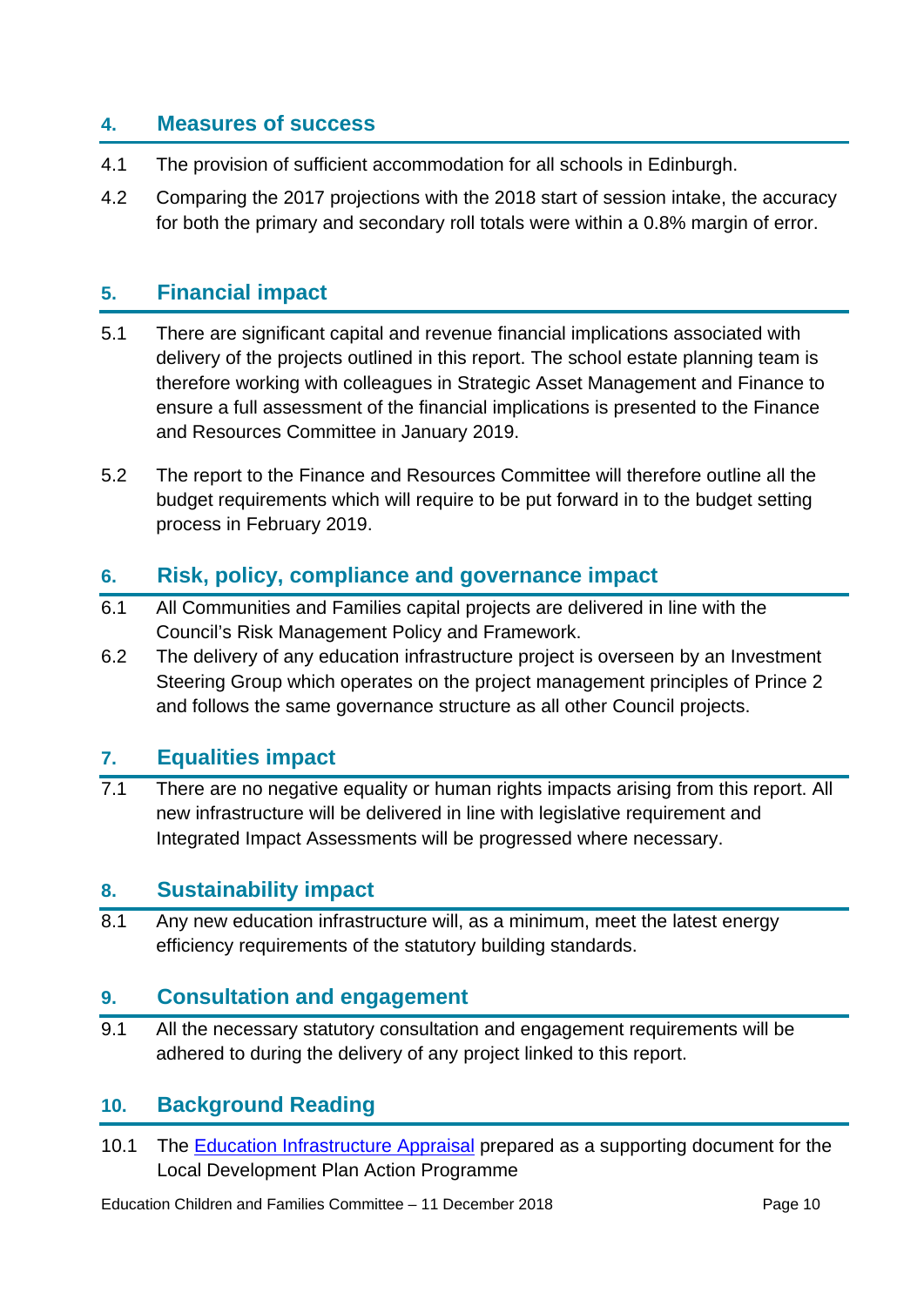## 4. Measures of success

4.1 The provision of sufficient accommodation for all schools in Edinburgh.

4.2 Comparing the 2017 projections with the 2018 start of session intake, the accuracy for both the primary and secondary roll totals were within a 0.8% margin of error.

## 5. Financial impact

5.1 There are significant capital and revenue financial implications associated with delivery of the projects outlined in this report. The school estate planning team is therefore working with colleagues in Strategic Asset Management and Finance to ensure a full assessment of the financial implications is presented to the Finance and Resources Committee in January 2019.

5.2 The report to the Finance and Resources Committee will therefore outline all the budget requirements which will require to be put forward in to the budget setting process in February 2019.

## 6. Risk, policy, compliance and governance impact

6.1 All Communities and Families capital projects are delivered in line with the Council's Risk Management Policy and Framework.

6.2 The delivery of any education infrastructure project is overseen by an Investment Steering Group which operates on the project management principles of Prince 2 and follows the same governance structure as all other Council projects.

## 7. Equalities impact

7.1 There are no negative equality or human rights impacts arising from this report. All new infrastructure will be delivered in line with legislative requirement and Integrated Impact Assessments will be progressed where necessary.

## 8. Sustainability impact

8.1 Any new education infrastructure will, as a minimum, meet the latest energy efficiency requirements of the statutory building standards.

## 9. Consultation and engagement

9.1 All the necessary statutory consultation and engagement requirements will be adhered to during the delivery of any project linked to this report.

## 10. Background Reading

10.1 The [Education Infrastructure Appraisal] prepared as a supporting document for the Local Development Plan Action Programme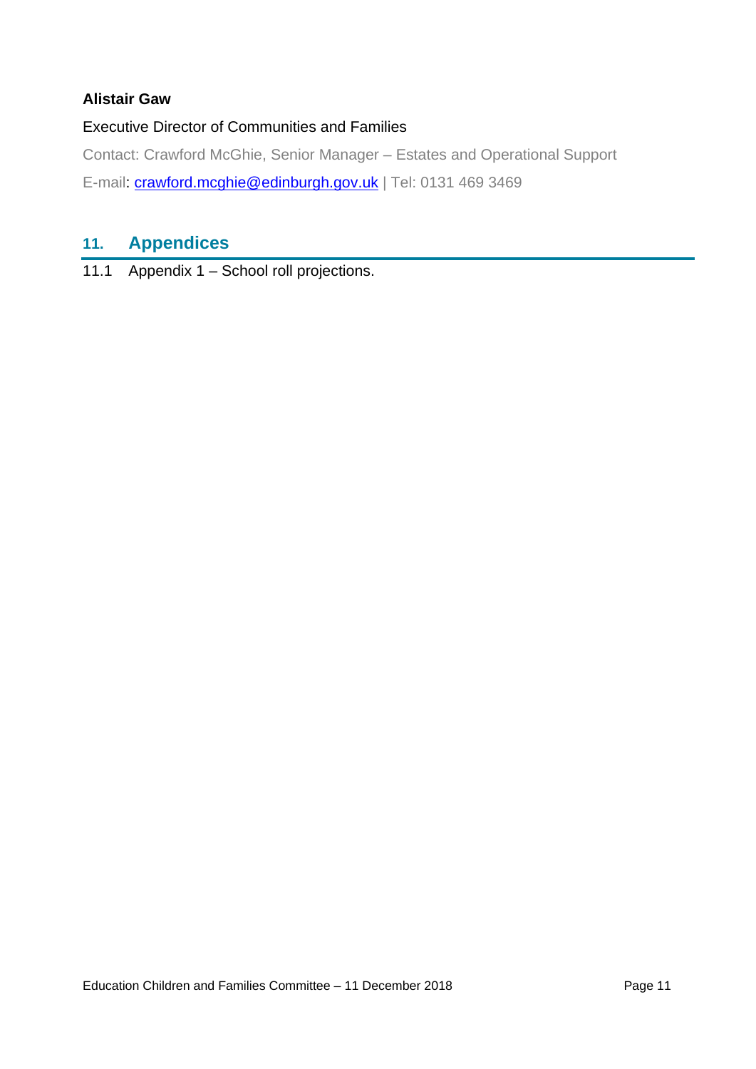**Alistair Gaw**

Executive Director of Communities and Families

Contact: Crawford McGhie, Senior Manager – Estates and Operational Support

E-mail: crawford.mcghie@edinburgh.gov.uk | Tel: 0131 469 3469

## 11. Appendices

11.1 Appendix 1 – School roll projections.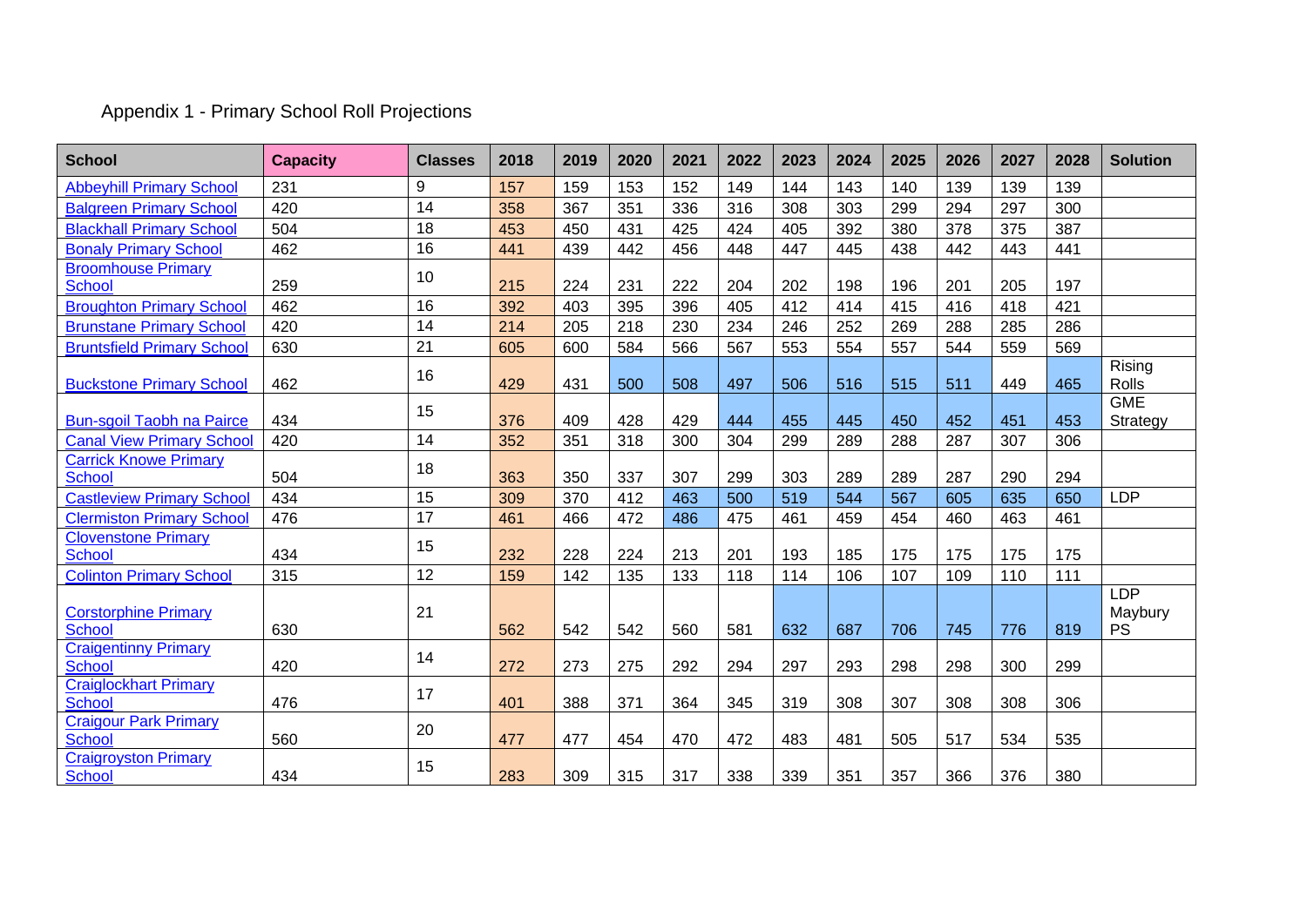Appendix 1 - Primary School Roll Projections

| School | Capacity | Classes | 2018 | 2019 | 2020 | 2021 | 2022 | 2023 | 2024 | 2025 | 2026 | 2027 | 2028 | Solution |
|---|---|---|---|---|---|---|---|---|---|---|---|---|---|---|
| Abbeyhill Primary School | 231 | 9 | 157 | 159 | 153 | 152 | 149 | 144 | 143 | 140 | 139 | 139 | 139 | |
| Balgreen Primary School | 420 | 14 | 358 | 367 | 351 | 336 | 316 | 308 | 303 | 299 | 294 | 297 | 300 | |
| Blackhall Primary School | 504 | 18 | 453 | 450 | 431 | 425 | 424 | 405 | 392 | 380 | 378 | 375 | 387 | |
| Bonaly Primary School | 462 | 16 | 441 | 439 | 442 | 456 | 448 | 447 | 445 | 438 | 442 | 443 | 441 | |
| Broomhouse Primary School | 259 | 10 | 215 | 224 | 231 | 222 | 204 | 202 | 198 | 196 | 201 | 205 | 197 | |
| Broughton Primary School | 462 | 16 | 392 | 403 | 395 | 396 | 405 | 412 | 414 | 415 | 416 | 418 | 421 | |
| Brunstane Primary School | 420 | 14 | 214 | 205 | 218 | 230 | 234 | 246 | 252 | 269 | 288 | 285 | 286 | |
| Bruntsfield Primary School | 630 | 21 | 605 | 600 | 584 | 566 | 567 | 553 | 554 | 557 | 544 | 559 | 569 | |
| Buckstone Primary School | 462 | 16 | 429 | 431 | 500 | 508 | 497 | 506 | 516 | 515 | 511 | 449 | 465 | Rising Rolls |
| Bun-sgoil Taobh na Pairce | 434 | 15 | 376 | 409 | 428 | 429 | 444 | 455 | 445 | 450 | 452 | 451 | 453 | GME Strategy |
| Canal View Primary School | 420 | 14 | 352 | 351 | 318 | 300 | 304 | 299 | 289 | 288 | 287 | 307 | 306 | |
| Carrick Knowe Primary School | 504 | 18 | 363 | 350 | 337 | 307 | 299 | 303 | 289 | 289 | 287 | 290 | 294 | |
| Castleview Primary School | 434 | 15 | 309 | 370 | 412 | 463 | 500 | 519 | 544 | 567 | 605 | 635 | 650 | LDP |
| Clermiston Primary School | 476 | 17 | 461 | 466 | 472 | 486 | 475 | 461 | 459 | 454 | 460 | 463 | 461 | |
| Clovenstone Primary School | 434 | 15 | 232 | 228 | 224 | 213 | 201 | 193 | 185 | 175 | 175 | 175 | 175 | |
| Colinton Primary School | 315 | 12 | 159 | 142 | 135 | 133 | 118 | 114 | 106 | 107 | 109 | 110 | 111 | |
| Corstorphine Primary School | 630 | 21 | 562 | 542 | 542 | 560 | 581 | 632 | 687 | 706 | 745 | 776 | 819 | LDP Maybury PS |
| Craigentinny Primary School | 420 | 14 | 272 | 273 | 275 | 292 | 294 | 297 | 293 | 298 | 298 | 300 | 299 | |
| Craiglockhart Primary School | 476 | 17 | 401 | 388 | 371 | 364 | 345 | 319 | 308 | 307 | 308 | 308 | 306 | |
| Craigour Park Primary School | 560 | 20 | 477 | 477 | 454 | 470 | 472 | 483 | 481 | 505 | 517 | 534 | 535 | |
| Craigroyston Primary School | 434 | 15 | 283 | 309 | 315 | 317 | 338 | 339 | 351 | 357 | 366 | 376 | 380 | |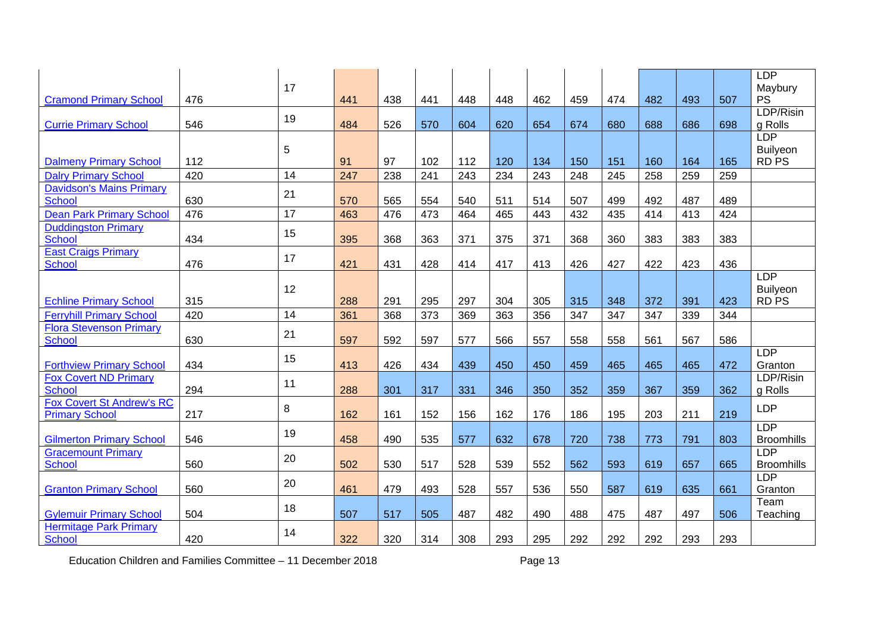| | | | | | | | | | | | | | | |
|---|---|---|---|---|---|---|---|---|---|---|---|---|---|---|
| Cramond Primary School | 476 | 17 | 441 | 438 | 441 | 448 | 448 | 462 | 459 | 474 | 482 | 493 | 507 | LDP Maybury PS |
| Currie Primary School | 546 | 19 | 484 | 526 | 570 | 604 | 620 | 654 | 674 | 680 | 688 | 686 | 698 | LDP/Rising Rolls |
| Dalmeny Primary School | 112 | 5 | 91 | 97 | 102 | 112 | 120 | 134 | 150 | 151 | 160 | 164 | 165 | LDP Builyeon RD PS |
| Dalry Primary School | 420 | 14 | 247 | 238 | 241 | 243 | 234 | 243 | 248 | 245 | 258 | 259 | 259 | |
| Davidson's Mains Primary School | 630 | 21 | 570 | 565 | 554 | 540 | 511 | 514 | 507 | 499 | 492 | 487 | 489 | |
| Dean Park Primary School | 476 | 17 | 463 | 476 | 473 | 464 | 465 | 443 | 432 | 435 | 414 | 413 | 424 | |
| Duddingston Primary School | 434 | 15 | 395 | 368 | 363 | 371 | 375 | 371 | 368 | 360 | 383 | 383 | 383 | |
| East Craigs Primary School | 476 | 17 | 421 | 431 | 428 | 414 | 417 | 413 | 426 | 427 | 422 | 423 | 436 | |
| Echline Primary School | 315 | 12 | 288 | 291 | 295 | 297 | 304 | 305 | 315 | 348 | 372 | 391 | 423 | LDP Builyeon RD PS |
| Ferryhill Primary School | 420 | 14 | 361 | 368 | 373 | 369 | 363 | 356 | 347 | 347 | 347 | 339 | 344 | |
| Flora Stevenson Primary School | 630 | 21 | 597 | 592 | 597 | 577 | 566 | 557 | 558 | 558 | 561 | 567 | 586 | |
| Forthview Primary School | 434 | 15 | 413 | 426 | 434 | 439 | 450 | 450 | 459 | 465 | 465 | 465 | 472 | LDP Granton |
| Fox Covert ND Primary School | 294 | 11 | 288 | 301 | 317 | 331 | 346 | 350 | 352 | 359 | 367 | 359 | 362 | LDP/Rising Rolls |
| Fox Covert St Andrew's RC Primary School | 217 | 8 | 162 | 161 | 152 | 156 | 162 | 176 | 186 | 195 | 203 | 211 | 219 | LDP |
| Gilmerton Primary School | 546 | 19 | 458 | 490 | 535 | 577 | 632 | 678 | 720 | 738 | 773 | 791 | 803 | LDP Broomhills |
| Gracemount Primary School | 560 | 20 | 502 | 530 | 517 | 528 | 539 | 552 | 562 | 593 | 619 | 657 | 665 | LDP Broomhills |
| Granton Primary School | 560 | 20 | 461 | 479 | 493 | 528 | 557 | 536 | 550 | 587 | 619 | 635 | 661 | LDP Granton |
| Gylemuir Primary School | 504 | 18 | 507 | 517 | 505 | 487 | 482 | 490 | 488 | 475 | 487 | 497 | 506 | Team Teaching |
| Hermitage Park Primary School | 420 | 14 | 322 | 320 | 314 | 308 | 293 | 295 | 292 | 292 | 292 | 293 | 293 | |

Education Children and Families Committee – 11 December 2018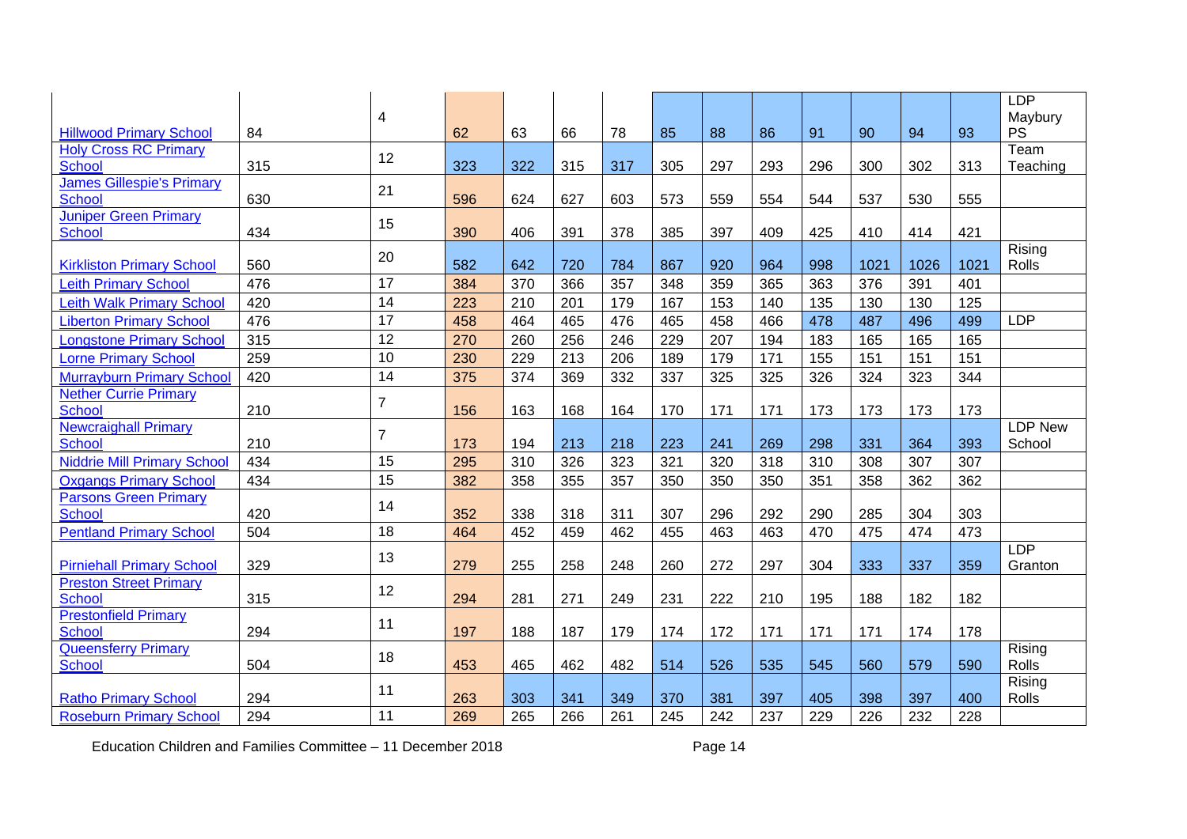| | | | | | | | | | | | | | | |
|---|---|---|---|---|---|---|---|---|---|---|---|---|---|---|
| Hillwood Primary School | 84 | 4 | 62 | 63 | 66 | 78 | 85 | 88 | 86 | 91 | 90 | 94 | 93 | LDP Maybury PS |
| Holy Cross RC Primary School | 315 | 12 | 323 | 322 | 315 | 317 | 305 | 297 | 293 | 296 | 300 | 302 | 313 | Team Teaching |
| James Gillespie's Primary School | 630 | 21 | 596 | 624 | 627 | 603 | 573 | 559 | 554 | 544 | 537 | 530 | 555 | |
| Juniper Green Primary School | 434 | 15 | 390 | 406 | 391 | 378 | 385 | 397 | 409 | 425 | 410 | 414 | 421 | |
| Kirkliston Primary School | 560 | 20 | 582 | 642 | 720 | 784 | 867 | 920 | 964 | 998 | 1021 | 1026 | 1021 | Rising Rolls |
| Leith Primary School | 476 | 17 | 384 | 370 | 366 | 357 | 348 | 359 | 365 | 363 | 376 | 391 | 401 | |
| Leith Walk Primary School | 420 | 14 | 223 | 210 | 201 | 179 | 167 | 153 | 140 | 135 | 130 | 130 | 125 | |
| Liberton Primary School | 476 | 17 | 458 | 464 | 465 | 476 | 465 | 458 | 466 | 478 | 487 | 496 | 499 | LDP |
| Longstone Primary School | 315 | 12 | 270 | 260 | 256 | 246 | 229 | 207 | 194 | 183 | 165 | 165 | 165 | |
| Lorne Primary School | 259 | 10 | 230 | 229 | 213 | 206 | 189 | 179 | 171 | 155 | 151 | 151 | 151 | |
| Murrayburn Primary School | 420 | 14 | 375 | 374 | 369 | 332 | 337 | 325 | 325 | 326 | 324 | 323 | 344 | |
| Nether Currie Primary School | 210 | 7 | 156 | 163 | 168 | 164 | 170 | 171 | 171 | 173 | 173 | 173 | 173 | |
| Newcraighall Primary School | 210 | 7 | 173 | 194 | 213 | 218 | 223 | 241 | 269 | 298 | 331 | 364 | 393 | LDP New School |
| Niddrie Mill Primary School | 434 | 15 | 295 | 310 | 326 | 323 | 321 | 320 | 318 | 310 | 308 | 307 | 307 | |
| Oxgangs Primary School | 434 | 15 | 382 | 358 | 355 | 357 | 350 | 350 | 350 | 351 | 358 | 362 | 362 | |
| Parsons Green Primary School | 420 | 14 | 352 | 338 | 318 | 311 | 307 | 296 | 292 | 290 | 285 | 304 | 303 | |
| Pentland Primary School | 504 | 18 | 464 | 452 | 459 | 462 | 455 | 463 | 463 | 470 | 475 | 474 | 473 | |
| Pirniehall Primary School | 329 | 13 | 279 | 255 | 258 | 248 | 260 | 272 | 297 | 304 | 333 | 337 | 359 | LDP Granton |
| Preston Street Primary School | 315 | 12 | 294 | 281 | 271 | 249 | 231 | 222 | 210 | 195 | 188 | 182 | 182 | |
| Prestonfield Primary School | 294 | 11 | 197 | 188 | 187 | 179 | 174 | 172 | 171 | 171 | 171 | 174 | 178 | |
| Queensferry Primary School | 504 | 18 | 453 | 465 | 462 | 482 | 514 | 526 | 535 | 545 | 560 | 579 | 590 | Rising Rolls |
| Ratho Primary School | 294 | 11 | 263 | 303 | 341 | 349 | 370 | 381 | 397 | 405 | 398 | 397 | 400 | Rising Rolls |
| Roseburn Primary School | 294 | 11 | 269 | 265 | 266 | 261 | 245 | 242 | 237 | 229 | 226 | 232 | 228 | |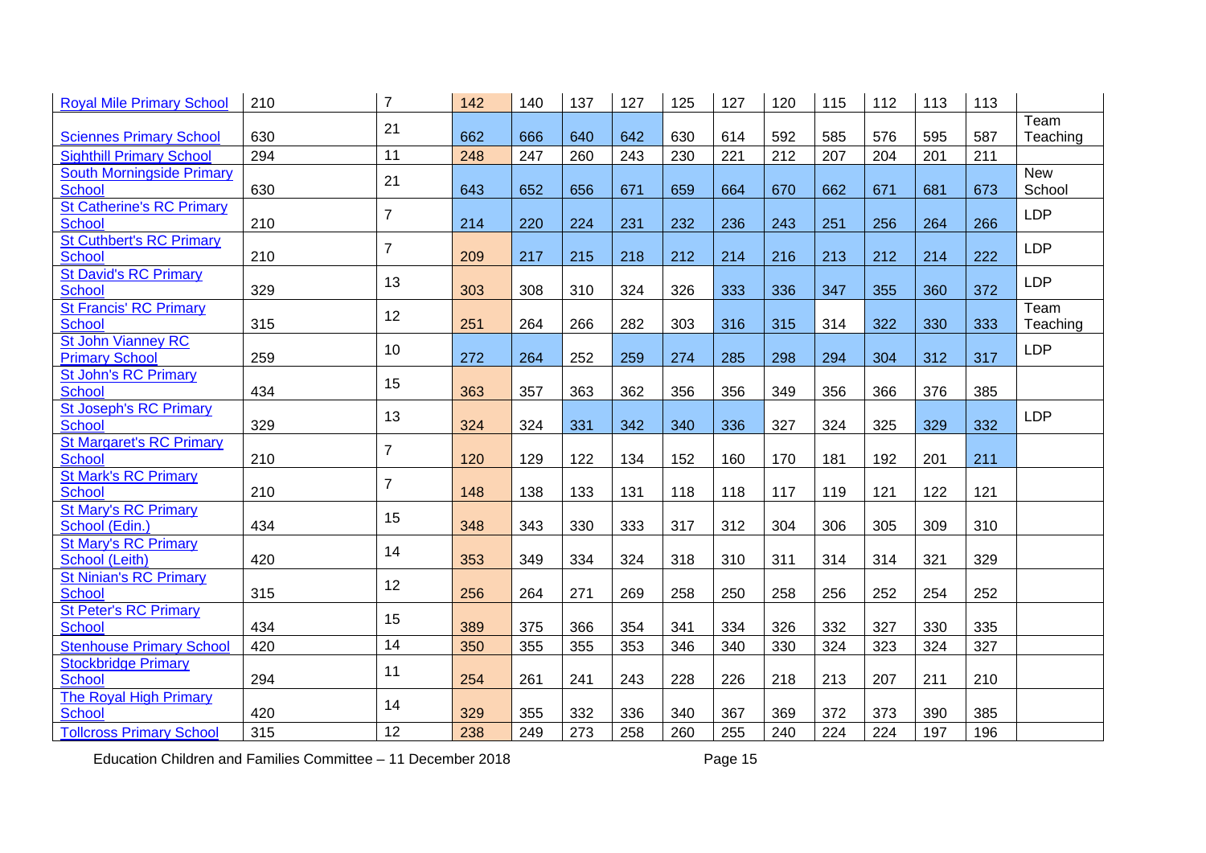| | | | | | | | | | | | | | | |
|---|---|---|---|---|---|---|---|---|---|---|---|---|---|---|
| Royal Mile Primary School | 210 | 7 | 142 | 140 | 137 | 127 | 125 | 127 | 120 | 115 | 112 | 113 | 113 | |
| Sciennes Primary School | 630 | 21 | 662 | 666 | 640 | 642 | 630 | 614 | 592 | 585 | 576 | 595 | 587 | Team Teaching |
| Sighthill Primary School | 294 | 11 | 248 | 247 | 260 | 243 | 230 | 221 | 212 | 207 | 204 | 201 | 211 | |
| South Morningside Primary School | 630 | 21 | 643 | 652 | 656 | 671 | 659 | 664 | 670 | 662 | 671 | 681 | 673 | New School |
| St Catherine's RC Primary School | 210 | 7 | 214 | 220 | 224 | 231 | 232 | 236 | 243 | 251 | 256 | 264 | 266 | LDP |
| St Cuthbert's RC Primary School | 210 | 7 | 209 | 217 | 215 | 218 | 212 | 214 | 216 | 213 | 212 | 214 | 222 | LDP |
| St David's RC Primary School | 329 | 13 | 303 | 308 | 310 | 324 | 326 | 333 | 336 | 347 | 355 | 360 | 372 | LDP |
| St Francis' RC Primary School | 315 | 12 | 251 | 264 | 266 | 282 | 303 | 316 | 315 | 314 | 322 | 330 | 333 | Team Teaching |
| St John Vianney RC Primary School | 259 | 10 | 272 | 264 | 252 | 259 | 274 | 285 | 298 | 294 | 304 | 312 | 317 | LDP |
| St John's RC Primary School | 434 | 15 | 363 | 357 | 363 | 362 | 356 | 356 | 349 | 356 | 366 | 376 | 385 | |
| St Joseph's RC Primary School | 329 | 13 | 324 | 324 | 331 | 342 | 340 | 336 | 327 | 324 | 325 | 329 | 332 | LDP |
| St Margaret's RC Primary School | 210 | 7 | 120 | 129 | 122 | 134 | 152 | 160 | 170 | 181 | 192 | 201 | 211 | |
| St Mark's RC Primary School | 210 | 7 | 148 | 138 | 133 | 131 | 118 | 118 | 117 | 119 | 121 | 122 | 121 | |
| St Mary's RC Primary School (Edin.) | 434 | 15 | 348 | 343 | 330 | 333 | 317 | 312 | 304 | 306 | 305 | 309 | 310 | |
| St Mary's RC Primary School (Leith) | 420 | 14 | 353 | 349 | 334 | 324 | 318 | 310 | 311 | 314 | 314 | 321 | 329 | |
| St Ninian's RC Primary School | 315 | 12 | 256 | 264 | 271 | 269 | 258 | 250 | 258 | 256 | 252 | 254 | 252 | |
| St Peter's RC Primary School | 434 | 15 | 389 | 375 | 366 | 354 | 341 | 334 | 326 | 332 | 327 | 330 | 335 | |
| Stenhouse Primary School | 420 | 14 | 350 | 355 | 355 | 353 | 346 | 340 | 330 | 324 | 323 | 324 | 327 | |
| Stockbridge Primary School | 294 | 11 | 254 | 261 | 241 | 243 | 228 | 226 | 218 | 213 | 207 | 211 | 210 | |
| The Royal High Primary School | 420 | 14 | 329 | 355 | 332 | 336 | 340 | 367 | 369 | 372 | 373 | 390 | 385 | |
| Tollcross Primary School | 315 | 12 | 238 | 249 | 273 | 258 | 260 | 255 | 240 | 224 | 224 | 197 | 196 | |

Education Children and Families Committee – 11 December 2018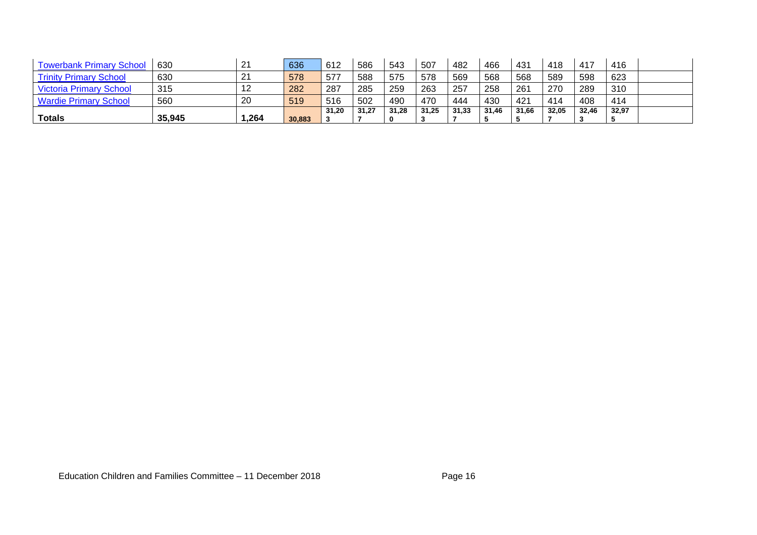| Towerbank Primary School | 630 | 21 | 636 | 612 | 586 | 543 | 507 | 482 | 466 | 431 | 418 | 417 | 416 | |
|---|---|---|---|---|---|---|---|---|---|---|---|---|---|---|
| Trinity Primary School | 630 | 21 | 578 | 577 | 588 | 575 | 578 | 569 | 568 | 568 | 589 | 598 | 623 | |
| Victoria Primary School | 315 | 12 | 282 | 287 | 285 | 259 | 263 | 257 | 258 | 261 | 270 | 289 | 310 | |
| Wardie Primary School | 560 | 20 | 519 | 516 | 502 | 490 | 470 | 444 | 430 | 421 | 414 | 408 | 414 | |
| **Totals** | **35,945** | **1,264** | **30,883** | **31,203** | **31,277** | **31,280** | **31,253** | **31,337** | **31,465** | **31,665** | **32,057** | **32,463** | **32,975** | |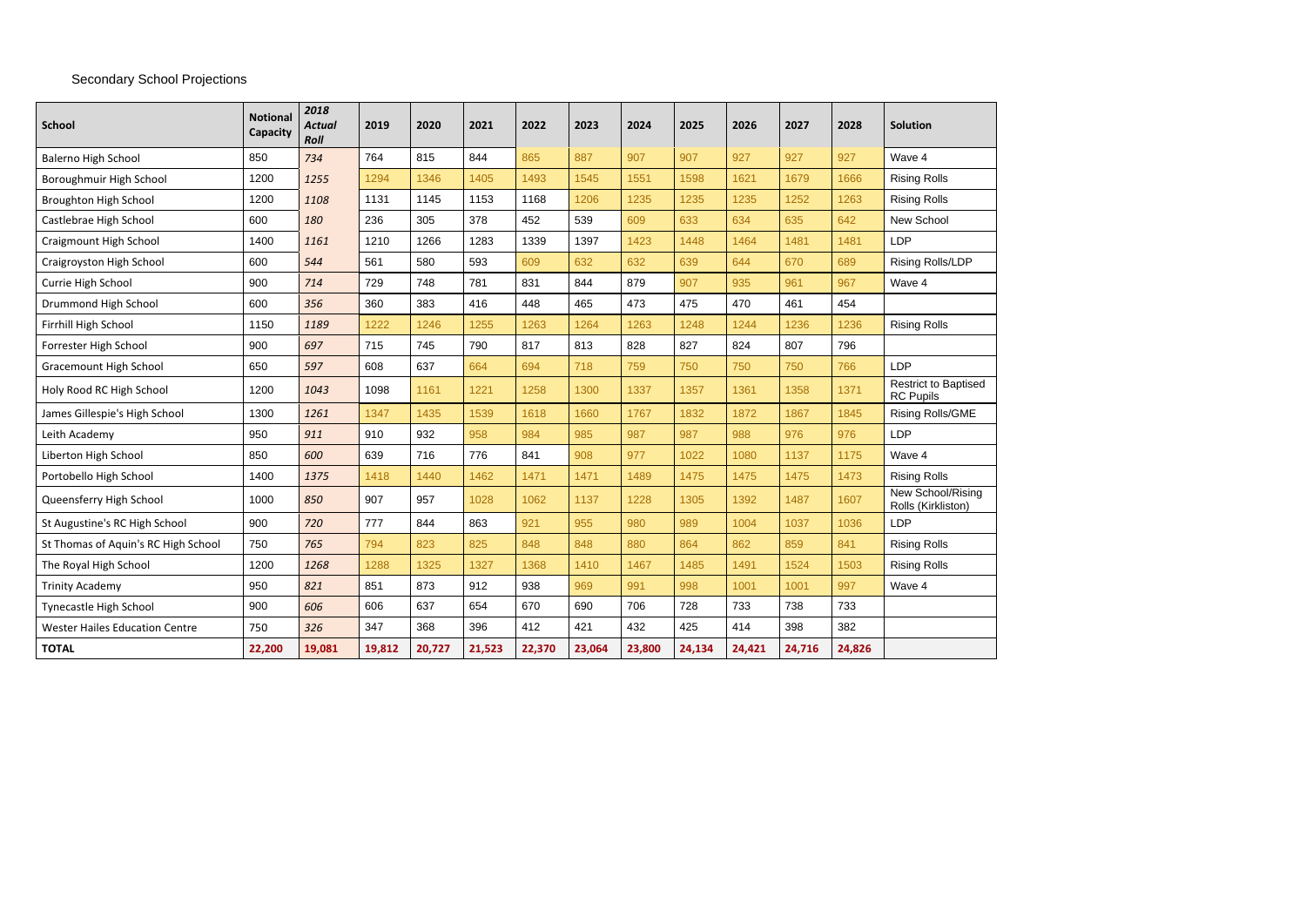Secondary School Projections

| School | Notional Capacity | *2018 Actual Roll* | 2019 | 2020 | 2021 | 2022 | 2023 | 2024 | 2025 | 2026 | 2027 | 2028 | Solution |
|---|---|---|---|---|---|---|---|---|---|---|---|---|---|
| Balerno High School | 850 | *734* | 764 | 815 | 844 | 865 | 887 | 907 | 907 | 927 | 927 | 927 | Wave 4 |
| Boroughmuir High School | 1200 | *1255* | 1294 | 1346 | 1405 | 1493 | 1545 | 1551 | 1598 | 1621 | 1679 | 1666 | Rising Rolls |
| Broughton High School | 1200 | *1108* | 1131 | 1145 | 1153 | 1168 | 1206 | 1235 | 1235 | 1235 | 1252 | 1263 | Rising Rolls |
| Castlebrae High School | 600 | *180* | 236 | 305 | 378 | 452 | 539 | 609 | 633 | 634 | 635 | 642 | New School |
| Craigmount High School | 1400 | *1161* | 1210 | 1266 | 1283 | 1339 | 1397 | 1423 | 1448 | 1464 | 1481 | 1481 | LDP |
| Craigroyston High School | 600 | *544* | 561 | 580 | 593 | 609 | 632 | 632 | 639 | 644 | 670 | 689 | Rising Rolls/LDP |
| Currie High School | 900 | *714* | 729 | 748 | 781 | 831 | 844 | 879 | 907 | 935 | 961 | 967 | Wave 4 |
| Drummond High School | 600 | *356* | 360 | 383 | 416 | 448 | 465 | 473 | 475 | 470 | 461 | 454 | |
| Firrhill High School | 1150 | *1189* | 1222 | 1246 | 1255 | 1263 | 1264 | 1263 | 1248 | 1244 | 1236 | 1236 | Rising Rolls |
| Forrester High School | 900 | *697* | 715 | 745 | 790 | 817 | 813 | 828 | 827 | 824 | 807 | 796 | |
| Gracemount High School | 650 | *597* | 608 | 637 | 664 | 694 | 718 | 759 | 750 | 750 | 750 | 766 | LDP |
| Holy Rood RC High School | 1200 | *1043* | 1098 | 1161 | 1221 | 1258 | 1300 | 1337 | 1357 | 1361 | 1358 | 1371 | Restrict to Baptised RC Pupils |
| James Gillespie's High School | 1300 | *1261* | 1347 | 1435 | 1539 | 1618 | 1660 | 1767 | 1832 | 1872 | 1867 | 1845 | Rising Rolls/GME |
| Leith Academy | 950 | *911* | 910 | 932 | 958 | 984 | 985 | 987 | 987 | 988 | 976 | 976 | LDP |
| Liberton High School | 850 | *600* | 639 | 716 | 776 | 841 | 908 | 977 | 1022 | 1080 | 1137 | 1175 | Wave 4 |
| Portobello High School | 1400 | *1375* | 1418 | 1440 | 1462 | 1471 | 1471 | 1489 | 1475 | 1475 | 1475 | 1473 | Rising Rolls |
| Queensferry High School | 1000 | *850* | 907 | 957 | 1028 | 1062 | 1137 | 1228 | 1305 | 1392 | 1487 | 1607 | New School/Rising Rolls (Kirkliston) |
| St Augustine's RC High School | 900 | *720* | 777 | 844 | 863 | 921 | 955 | 980 | 989 | 1004 | 1037 | 1036 | LDP |
| St Thomas of Aquin's RC High School | 750 | *765* | 794 | 823 | 825 | 848 | 848 | 880 | 864 | 862 | 859 | 841 | Rising Rolls |
| The Royal High School | 1200 | *1268* | 1288 | 1325 | 1327 | 1368 | 1410 | 1467 | 1485 | 1491 | 1524 | 1503 | Rising Rolls |
| Trinity Academy | 950 | *821* | 851 | 873 | 912 | 938 | 969 | 991 | 998 | 1001 | 1001 | 997 | Wave 4 |
| Tynecastle High School | 900 | *606* | 606 | 637 | 654 | 670 | 690 | 706 | 728 | 733 | 738 | 733 | |
| Wester Hailes Education Centre | 750 | *326* | 347 | 368 | 396 | 412 | 421 | 432 | 425 | 414 | 398 | 382 | |
| **TOTAL** | **22,200** | **19,081** | **19,812** | **20,727** | **21,523** | **22,370** | **23,064** | **23,800** | **24,134** | **24,421** | **24,716** | **24,826** | |